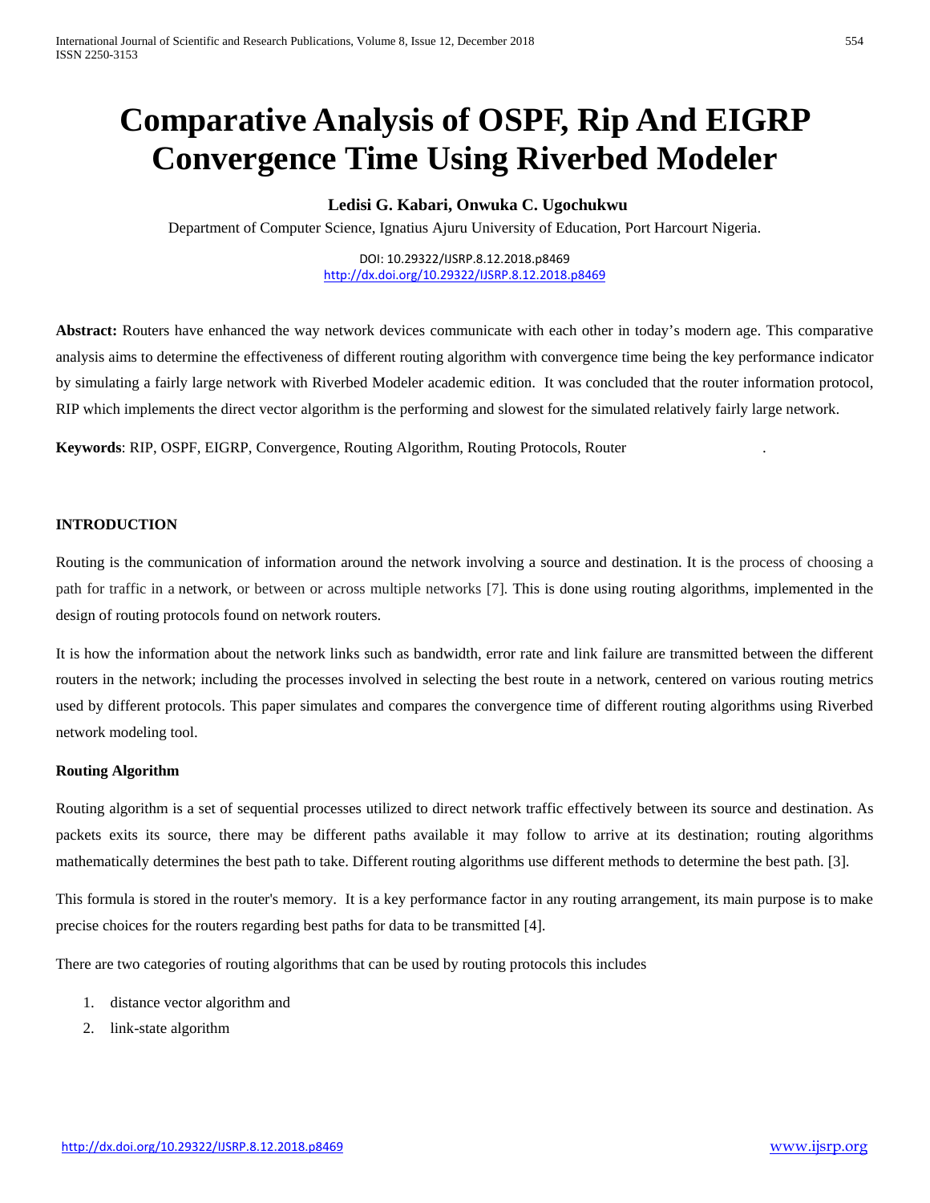# Comparative Analysis of OSPF, Rip And EIGRP Convergence Time Using Riverbed Modeler

**Ledisi G. Kabari, Onwuka C. Ugochukwu**

Department of Computer Science, Ignatius Ajuru University of Education, Port Harcourt Nigeria.

DOI: 10.29322/IJSRP.8.12.2018.p8469
http://dx.doi.org/10.29322/IJSRP.8.12.2018.p8469

**Abstract:** Routers have enhanced the way network devices communicate with each other in today's modern age. This comparative analysis aims to determine the effectiveness of different routing algorithm with convergence time being the key performance indicator by simulating a fairly large network with Riverbed Modeler academic edition. It was concluded that the router information protocol, RIP which implements the direct vector algorithm is the performing and slowest for the simulated relatively fairly large network.

**Keywords**: RIP, OSPF, EIGRP, Convergence, Routing Algorithm, Routing Protocols, Router .

## INTRODUCTION

Routing is the communication of information around the network involving a source and destination. It is the process of choosing a path for traffic in a network, or between or across multiple networks [7]. This is done using routing algorithms, implemented in the design of routing protocols found on network routers.

It is how the information about the network links such as bandwidth, error rate and link failure are transmitted between the different routers in the network; including the processes involved in selecting the best route in a network, centered on various routing metrics used by different protocols. This paper simulates and compares the convergence time of different routing algorithms using Riverbed network modeling tool.

### Routing Algorithm

Routing algorithm is a set of sequential processes utilized to direct network traffic effectively between its source and destination. As packets exits its source, there may be different paths available it may follow to arrive at its destination; routing algorithms mathematically determines the best path to take. Different routing algorithms use different methods to determine the best path. [3].

This formula is stored in the router's memory. It is a key performance factor in any routing arrangement, its main purpose is to make precise choices for the routers regarding best paths for data to be transmitted [4].

There are two categories of routing algorithms that can be used by routing protocols this includes

1. distance vector algorithm and
2. link-state algorithm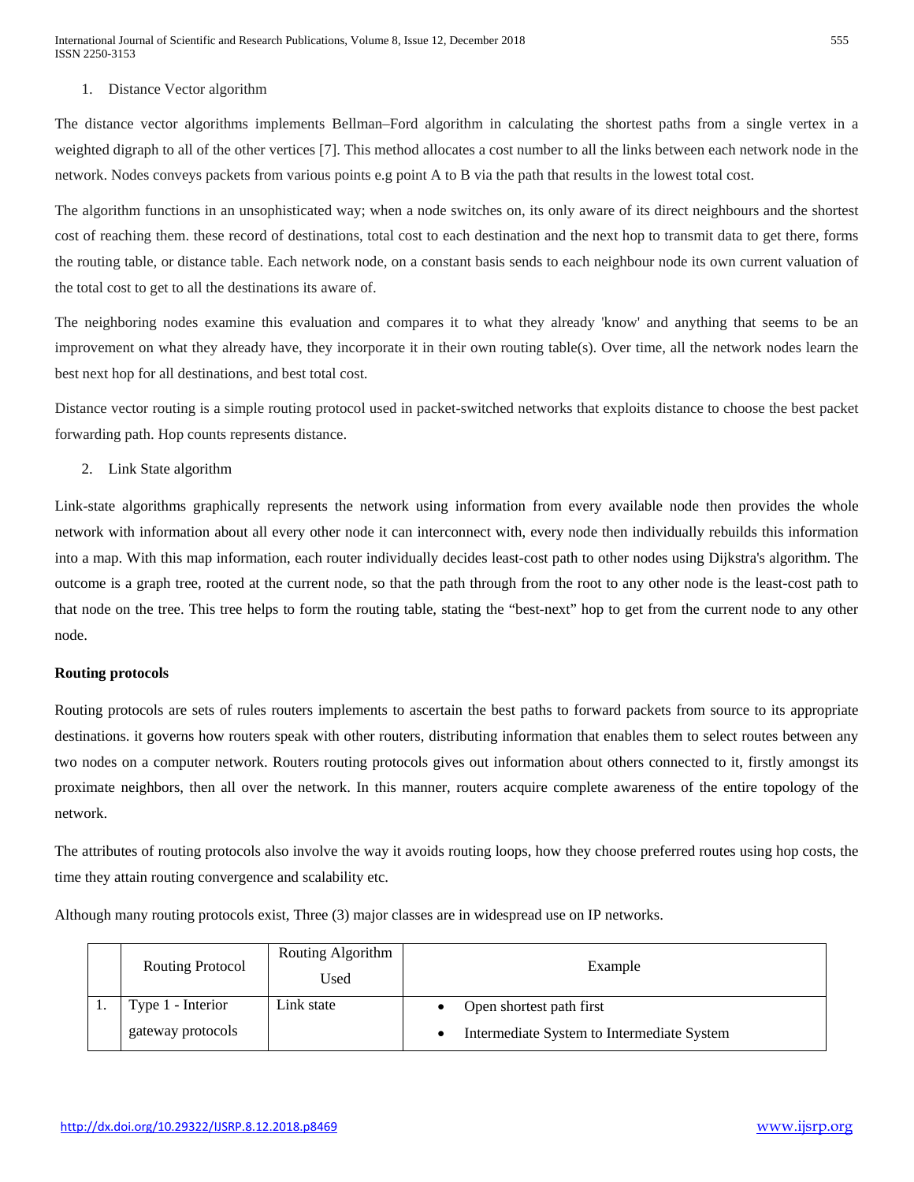1. Distance Vector algorithm

The distance vector algorithms implements Bellman–Ford algorithm in calculating the shortest paths from a single vertex in a weighted digraph to all of the other vertices [7]. This method allocates a cost number to all the links between each network node in the network. Nodes conveys packets from various points e.g point A to B via the path that results in the lowest total cost.

The algorithm functions in an unsophisticated way; when a node switches on, its only aware of its direct neighbours and the shortest cost of reaching them. these record of destinations, total cost to each destination and the next hop to transmit data to get there, forms the routing table, or distance table. Each network node, on a constant basis sends to each neighbour node its own current valuation of the total cost to get to all the destinations its aware of.

The neighboring nodes examine this evaluation and compares it to what they already 'know' and anything that seems to be an improvement on what they already have, they incorporate it in their own routing table(s). Over time, all the network nodes learn the best next hop for all destinations, and best total cost.

Distance vector routing is a simple routing protocol used in packet-switched networks that exploits distance to choose the best packet forwarding path. Hop counts represents distance.

2. Link State algorithm

Link-state algorithms graphically represents the network using information from every available node then provides the whole network with information about all every other node it can interconnect with, every node then individually rebuilds this information into a map. With this map information, each router individually decides least-cost path to other nodes using Dijkstra's algorithm. The outcome is a graph tree, rooted at the current node, so that the path through from the root to any other node is the least-cost path to that node on the tree. This tree helps to form the routing table, stating the "best-next" hop to get from the current node to any other node.

**Routing protocols**

Routing protocols are sets of rules routers implements to ascertain the best paths to forward packets from source to its appropriate destinations. it governs how routers speak with other routers, distributing information that enables them to select routes between any two nodes on a computer network. Routers routing protocols gives out information about others connected to it, firstly amongst its proximate neighbors, then all over the network. In this manner, routers acquire complete awareness of the entire topology of the network.

The attributes of routing protocols also involve the way it avoids routing loops, how they choose preferred routes using hop costs, the time they attain routing convergence and scalability etc.

Although many routing protocols exist, Three (3) major classes are in widespread use on IP networks.

| | Routing Protocol | Routing Algorithm Used | Example |
|---|---|---|---|
| 1. | Type 1 - Interior gateway protocols | Link state | • Open shortest path first<br>• Intermediate System to Intermediate System |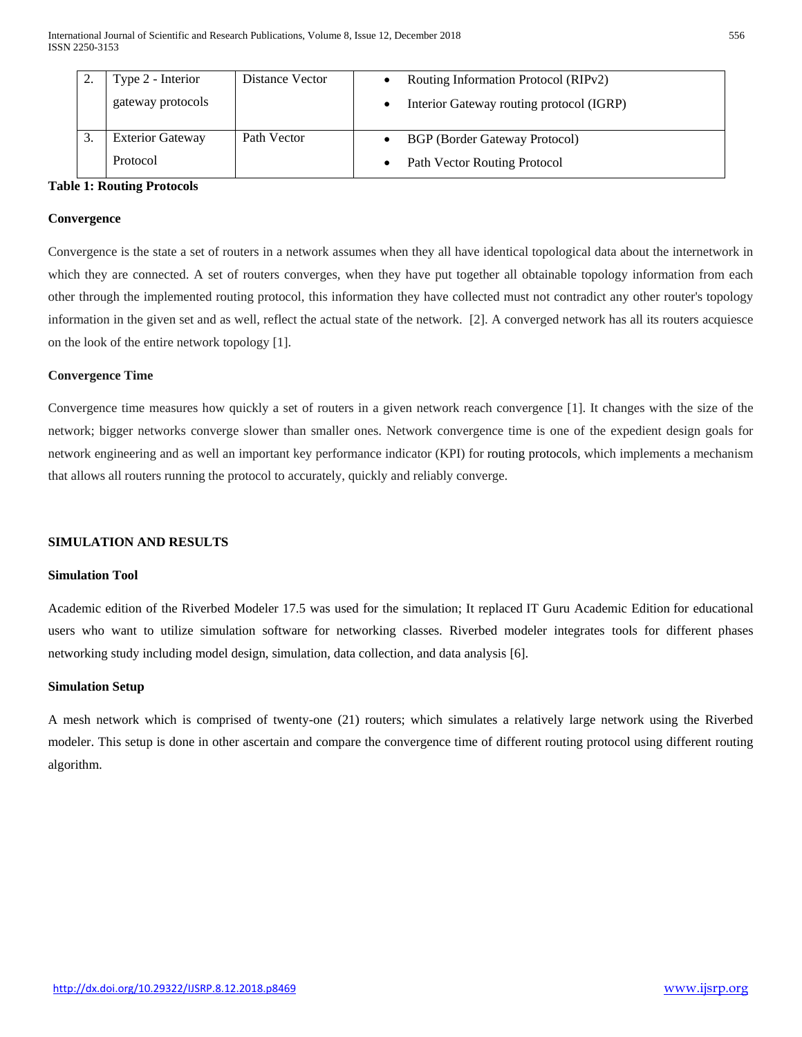| | | | |
|---|---|---|---|
| 2. | Type 2 - Interior gateway protocols | Distance Vector | • Routing Information Protocol (RIPv2)<br>• Interior Gateway routing protocol (IGRP) |
| 3. | Exterior Gateway Protocol | Path Vector | • BGP (Border Gateway Protocol)<br>• Path Vector Routing Protocol |

**Table 1: Routing Protocols**

### Convergence

Convergence is the state a set of routers in a network assumes when they all have identical topological data about the internetwork in which they are connected. A set of routers converges, when they have put together all obtainable topology information from each other through the implemented routing protocol, this information they have collected must not contradict any other router's topology information in the given set and as well, reflect the actual state of the network. [2]. A converged network has all its routers acquiesce on the look of the entire network topology [1].

### Convergence Time

Convergence time measures how quickly a set of routers in a given network reach convergence [1]. It changes with the size of the network; bigger networks converge slower than smaller ones. Network convergence time is one of the expedient design goals for network engineering and as well an important key performance indicator (KPI) for routing protocols, which implements a mechanism that allows all routers running the protocol to accurately, quickly and reliably converge.

## SIMULATION AND RESULTS

### Simulation Tool

Academic edition of the Riverbed Modeler 17.5 was used for the simulation; It replaced IT Guru Academic Edition for educational users who want to utilize simulation software for networking classes. Riverbed modeler integrates tools for different phases networking study including model design, simulation, data collection, and data analysis [6].

### Simulation Setup

A mesh network which is comprised of twenty-one (21) routers; which simulates a relatively large network using the Riverbed modeler. This setup is done in other ascertain and compare the convergence time of different routing protocol using different routing algorithm.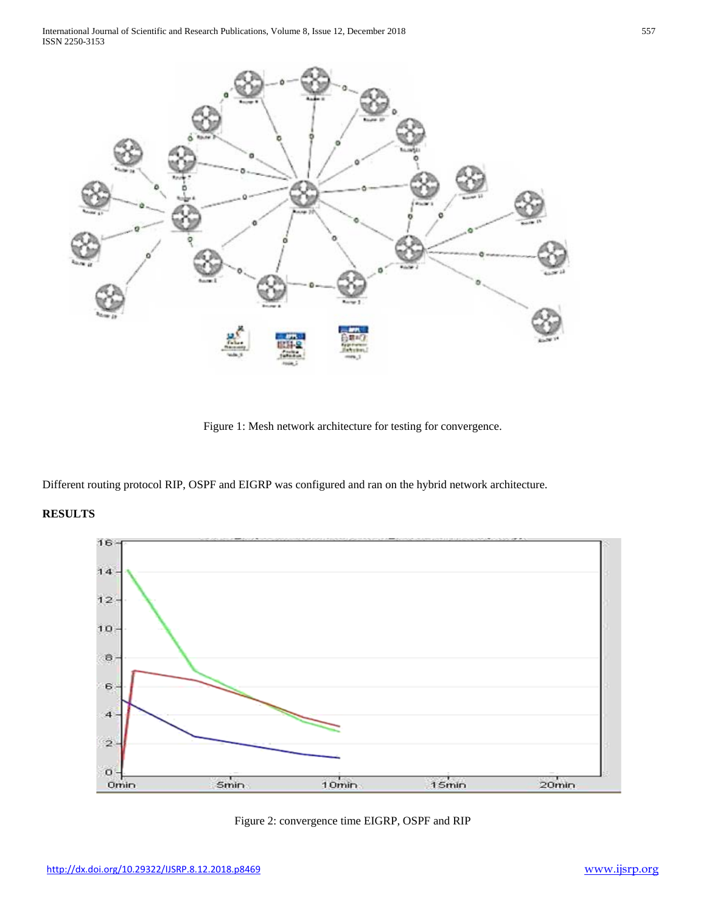Figure 1: Mesh network architecture for testing for convergence.

Different routing protocol RIP, OSPF and EIGRP was configured and ran on the hybrid network architecture.

**RESULTS**

Figure 2: convergence time EIGRP, OSPF and RIP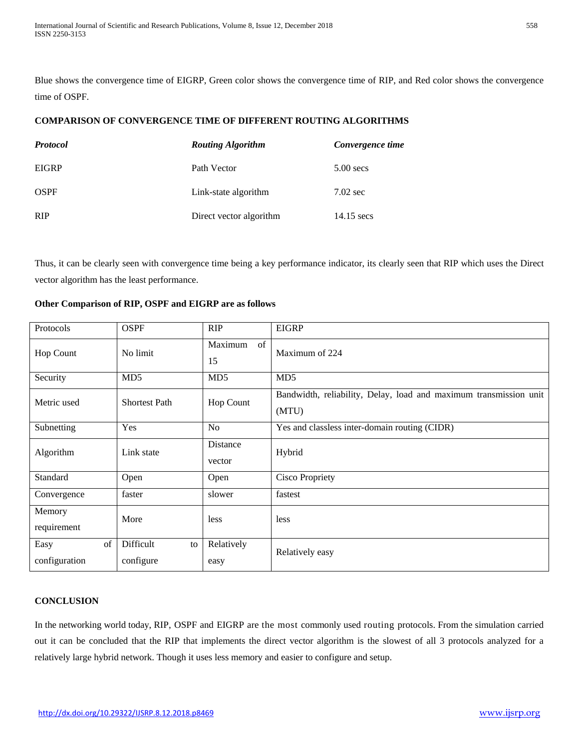Blue shows the convergence time of EIGRP, Green color shows the convergence time of RIP, and Red color shows the convergence time of OSPF.

**COMPARISON OF CONVERGENCE TIME OF DIFFERENT ROUTING ALGORITHMS**

| ***Protocol*** | ***Routing Algorithm*** | ***Convergence time*** |
|---|---|---|
| EIGRP | Path Vector | 5.00 secs |
| OSPF | Link-state algorithm | 7.02 sec |
| RIP | Direct vector algorithm | 14.15 secs |

Thus, it can be clearly seen with convergence time being a key performance indicator, its clearly seen that RIP which uses the Direct vector algorithm has the least performance.

**Other Comparison of RIP, OSPF and EIGRP are as follows**

| Protocols | OSPF | RIP | EIGRP |
|---|---|---|---|
| Hop Count | No limit | Maximum of 15 | Maximum of 224 |
| Security | MD5 | MD5 | MD5 |
| Metric used | Shortest Path | Hop Count | Bandwidth, reliability, Delay, load and maximum transmission unit (MTU) |
| Subnetting | Yes | No | Yes and classless inter-domain routing (CIDR) |
| Algorithm | Link state | Distance vector | Hybrid |
| Standard | Open | Open | Cisco Propriety |
| Convergence | faster | slower | fastest |
| Memory requirement | More | less | less |
| Easy of configuration | Difficult to configure | Relatively easy | Relatively easy |

**CONCLUSION**

In the networking world today, RIP, OSPF and EIGRP are the most commonly used routing protocols. From the simulation carried out it can be concluded that the RIP that implements the direct vector algorithm is the slowest of all 3 protocols analyzed for a relatively large hybrid network. Though it uses less memory and easier to configure and setup.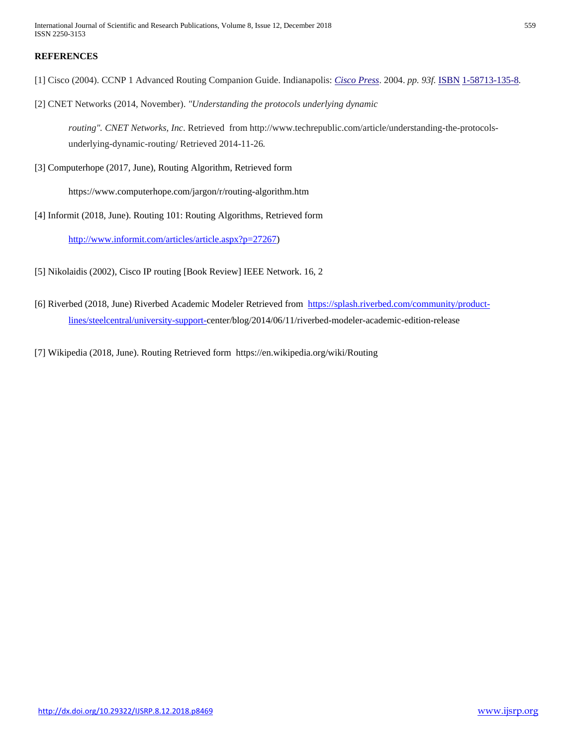## REFERENCES

[1] Cisco (2004). CCNP 1 Advanced Routing Companion Guide. Indianapolis: *Cisco Press*. 2004. *pp. 93f.* ISBN 1-58713-135-8.

[2] CNET Networks (2014, November). *"Understanding the protocols underlying dynamic routing". CNET Networks, Inc*. Retrieved from http://www.techrepublic.com/article/understanding-the-protocols-underlying-dynamic-routing/ Retrieved 2014-11-26.

[3] Computerhope (2017, June), Routing Algorithm, Retrieved form https://www.computerhope.com/jargon/r/routing-algorithm.htm

[4] Informit (2018, June). Routing 101: Routing Algorithms, Retrieved form http://www.informit.com/articles/article.aspx?p=27267)

[5] Nikolaidis (2002), Cisco IP routing [Book Review] IEEE Network. 16, 2

[6] Riverbed (2018, June) Riverbed Academic Modeler Retrieved from https://splash.riverbed.com/community/product-lines/steelcentral/university-support-center/blog/2014/06/11/riverbed-modeler-academic-edition-release

[7] Wikipedia (2018, June). Routing Retrieved form https://en.wikipedia.org/wiki/Routing